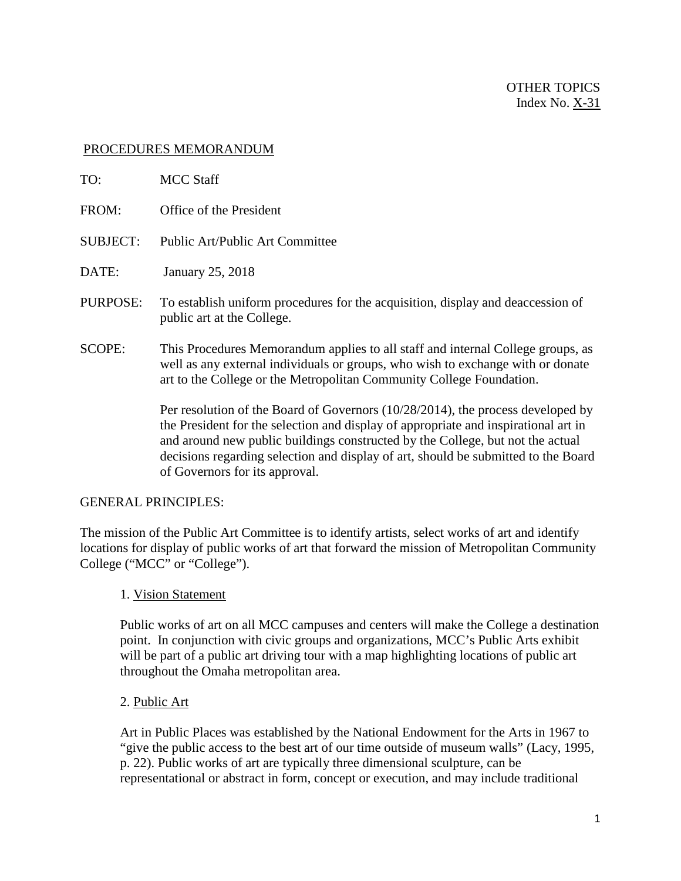OTHER TOPICS
Index No. X-31

PROCEDURES MEMORANDUM

TO: MCC Staff

FROM: Office of the President

SUBJECT: Public Art/Public Art Committee

DATE: January 25, 2018

PURPOSE: To establish uniform procedures for the acquisition, display and deaccession of public art at the College.

SCOPE: This Procedures Memorandum applies to all staff and internal College groups, as well as any external individuals or groups, who wish to exchange with or donate art to the College or the Metropolitan Community College Foundation.

Per resolution of the Board of Governors (10/28/2014), the process developed by the President for the selection and display of appropriate and inspirational art in and around new public buildings constructed by the College, but not the actual decisions regarding selection and display of art, should be submitted to the Board of Governors for its approval.

GENERAL PRINCIPLES:

The mission of the Public Art Committee is to identify artists, select works of art and identify locations for display of public works of art that forward the mission of Metropolitan Community College ("MCC" or "College").

1. Vision Statement

Public works of art on all MCC campuses and centers will make the College a destination point. In conjunction with civic groups and organizations, MCC's Public Arts exhibit will be part of a public art driving tour with a map highlighting locations of public art throughout the Omaha metropolitan area.

2. Public Art

Art in Public Places was established by the National Endowment for the Arts in 1967 to "give the public access to the best art of our time outside of museum walls" (Lacy, 1995, p. 22). Public works of art are typically three dimensional sculpture, can be representational or abstract in form, concept or execution, and may include traditional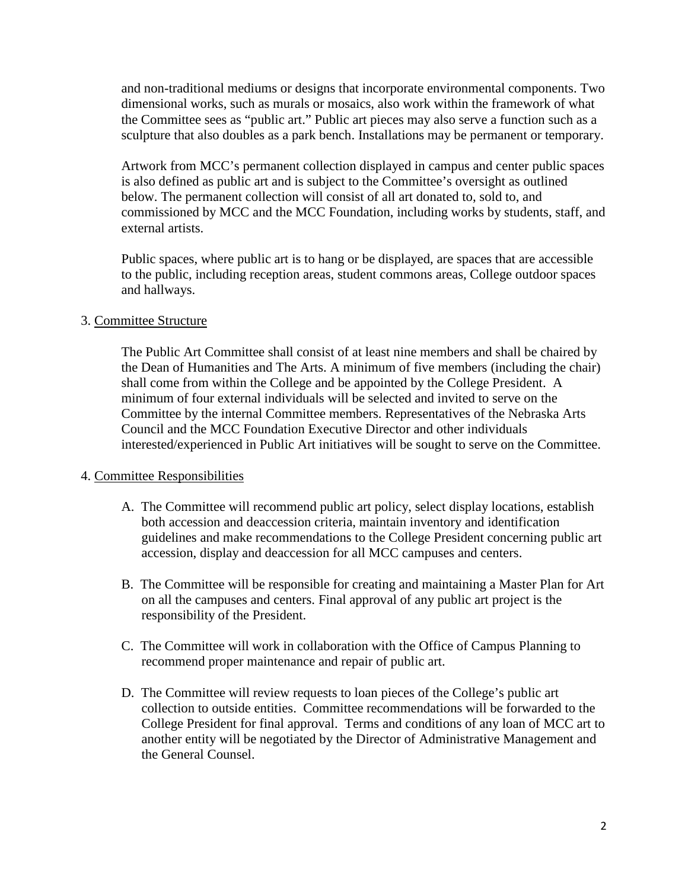and non-traditional mediums or designs that incorporate environmental components. Two dimensional works, such as murals or mosaics, also work within the framework of what the Committee sees as "public art." Public art pieces may also serve a function such as a sculpture that also doubles as a park bench. Installations may be permanent or temporary.

Artwork from MCC's permanent collection displayed in campus and center public spaces is also defined as public art and is subject to the Committee's oversight as outlined below. The permanent collection will consist of all art donated to, sold to, and commissioned by MCC and the MCC Foundation, including works by students, staff, and external artists.

Public spaces, where public art is to hang or be displayed, are spaces that are accessible to the public, including reception areas, student commons areas, College outdoor spaces and hallways.

3. Committee Structure

The Public Art Committee shall consist of at least nine members and shall be chaired by the Dean of Humanities and The Arts. A minimum of five members (including the chair) shall come from within the College and be appointed by the College President. A minimum of four external individuals will be selected and invited to serve on the Committee by the internal Committee members. Representatives of the Nebraska Arts Council and the MCC Foundation Executive Director and other individuals interested/experienced in Public Art initiatives will be sought to serve on the Committee.

4. Committee Responsibilities

A. The Committee will recommend public art policy, select display locations, establish both accession and deaccession criteria, maintain inventory and identification guidelines and make recommendations to the College President concerning public art accession, display and deaccession for all MCC campuses and centers.

B. The Committee will be responsible for creating and maintaining a Master Plan for Art on all the campuses and centers. Final approval of any public art project is the responsibility of the President.

C. The Committee will work in collaboration with the Office of Campus Planning to recommend proper maintenance and repair of public art.

D. The Committee will review requests to loan pieces of the College's public art collection to outside entities. Committee recommendations will be forwarded to the College President for final approval. Terms and conditions of any loan of MCC art to another entity will be negotiated by the Director of Administrative Management and the General Counsel.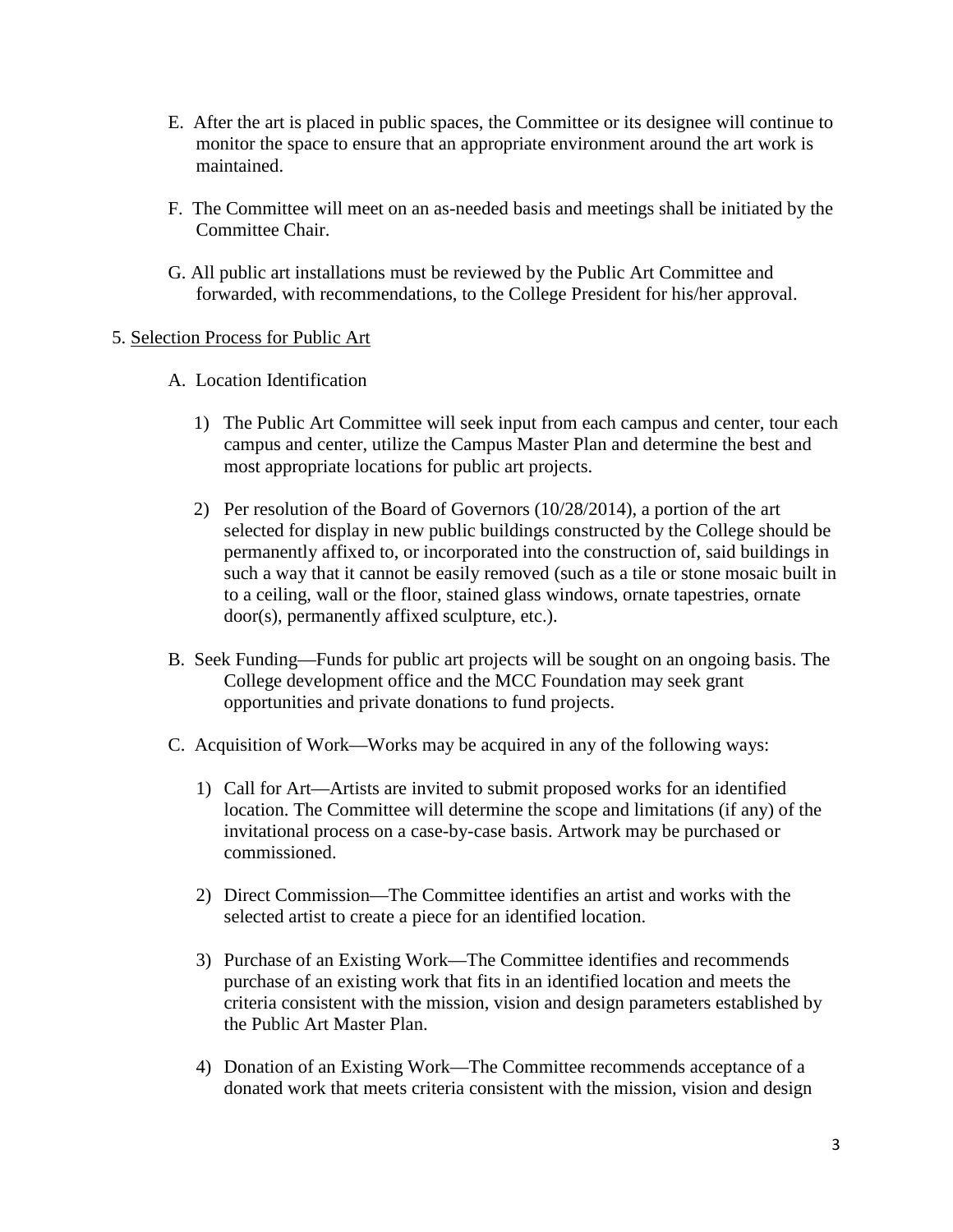E. After the art is placed in public spaces, the Committee or its designee will continue to monitor the space to ensure that an appropriate environment around the art work is maintained.

F. The Committee will meet on an as-needed basis and meetings shall be initiated by the Committee Chair.

G. All public art installations must be reviewed by the Public Art Committee and forwarded, with recommendations, to the College President for his/her approval.

5. <u>Selection Process for Public Art</u>

A. Location Identification

1) The Public Art Committee will seek input from each campus and center, tour each campus and center, utilize the Campus Master Plan and determine the best and most appropriate locations for public art projects.

2) Per resolution of the Board of Governors (10/28/2014), a portion of the art selected for display in new public buildings constructed by the College should be permanently affixed to, or incorporated into the construction of, said buildings in such a way that it cannot be easily removed (such as a tile or stone mosaic built in to a ceiling, wall or the floor, stained glass windows, ornate tapestries, ornate door(s), permanently affixed sculpture, etc.).

B. Seek Funding—Funds for public art projects will be sought on an ongoing basis. The College development office and the MCC Foundation may seek grant opportunities and private donations to fund projects.

C. Acquisition of Work—Works may be acquired in any of the following ways:

1) Call for Art—Artists are invited to submit proposed works for an identified location. The Committee will determine the scope and limitations (if any) of the invitational process on a case-by-case basis. Artwork may be purchased or commissioned.

2) Direct Commission—The Committee identifies an artist and works with the selected artist to create a piece for an identified location.

3) Purchase of an Existing Work—The Committee identifies and recommends purchase of an existing work that fits in an identified location and meets the criteria consistent with the mission, vision and design parameters established by the Public Art Master Plan.

4) Donation of an Existing Work—The Committee recommends acceptance of a donated work that meets criteria consistent with the mission, vision and design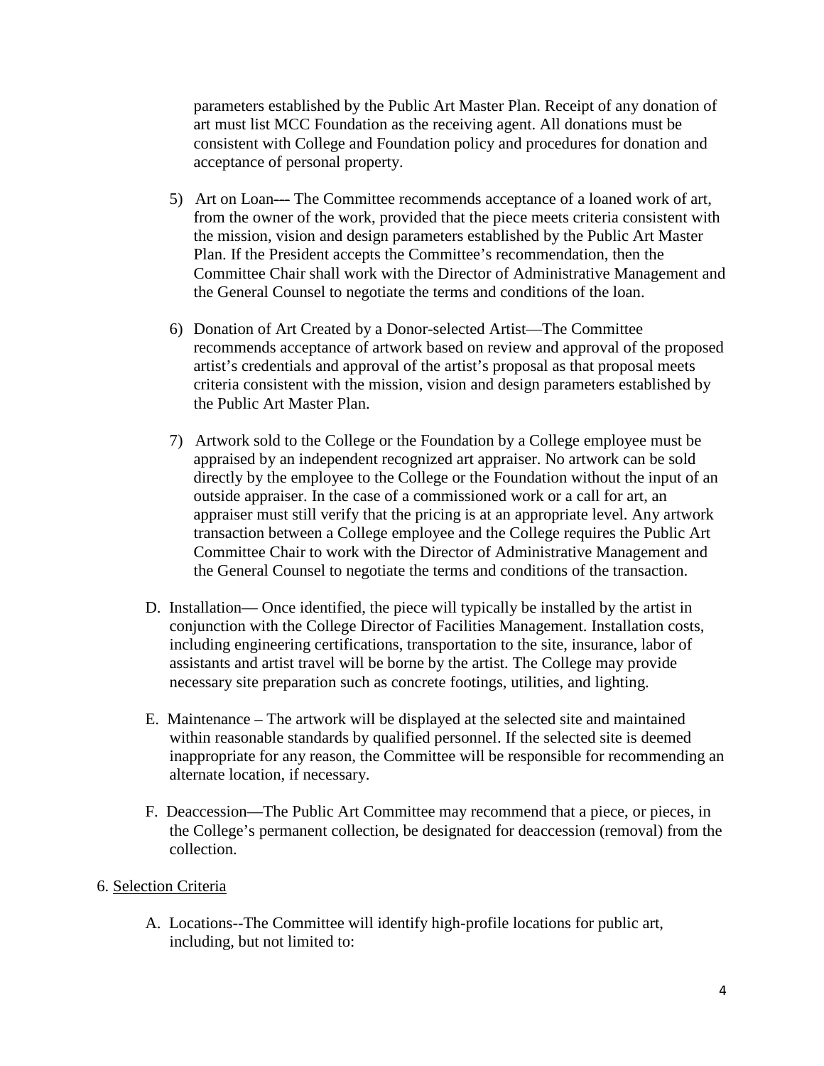parameters established by the Public Art Master Plan. Receipt of any donation of art must list MCC Foundation as the receiving agent. All donations must be consistent with College and Foundation policy and procedures for donation and acceptance of personal property.

5) Art on Loan--- The Committee recommends acceptance of a loaned work of art, from the owner of the work, provided that the piece meets criteria consistent with the mission, vision and design parameters established by the Public Art Master Plan. If the President accepts the Committee's recommendation, then the Committee Chair shall work with the Director of Administrative Management and the General Counsel to negotiate the terms and conditions of the loan.

6) Donation of Art Created by a Donor-selected Artist—The Committee recommends acceptance of artwork based on review and approval of the proposed artist's credentials and approval of the artist's proposal as that proposal meets criteria consistent with the mission, vision and design parameters established by the Public Art Master Plan.

7) Artwork sold to the College or the Foundation by a College employee must be appraised by an independent recognized art appraiser. No artwork can be sold directly by the employee to the College or the Foundation without the input of an outside appraiser. In the case of a commissioned work or a call for art, an appraiser must still verify that the pricing is at an appropriate level. Any artwork transaction between a College employee and the College requires the Public Art Committee Chair to work with the Director of Administrative Management and the General Counsel to negotiate the terms and conditions of the transaction.

D. Installation— Once identified, the piece will typically be installed by the artist in conjunction with the College Director of Facilities Management. Installation costs, including engineering certifications, transportation to the site, insurance, labor of assistants and artist travel will be borne by the artist. The College may provide necessary site preparation such as concrete footings, utilities, and lighting.

E. Maintenance – The artwork will be displayed at the selected site and maintained within reasonable standards by qualified personnel. If the selected site is deemed inappropriate for any reason, the Committee will be responsible for recommending an alternate location, if necessary.

F. Deaccession—The Public Art Committee may recommend that a piece, or pieces, in the College's permanent collection, be designated for deaccession (removal) from the collection.

6. Selection Criteria

A. Locations--The Committee will identify high-profile locations for public art, including, but not limited to: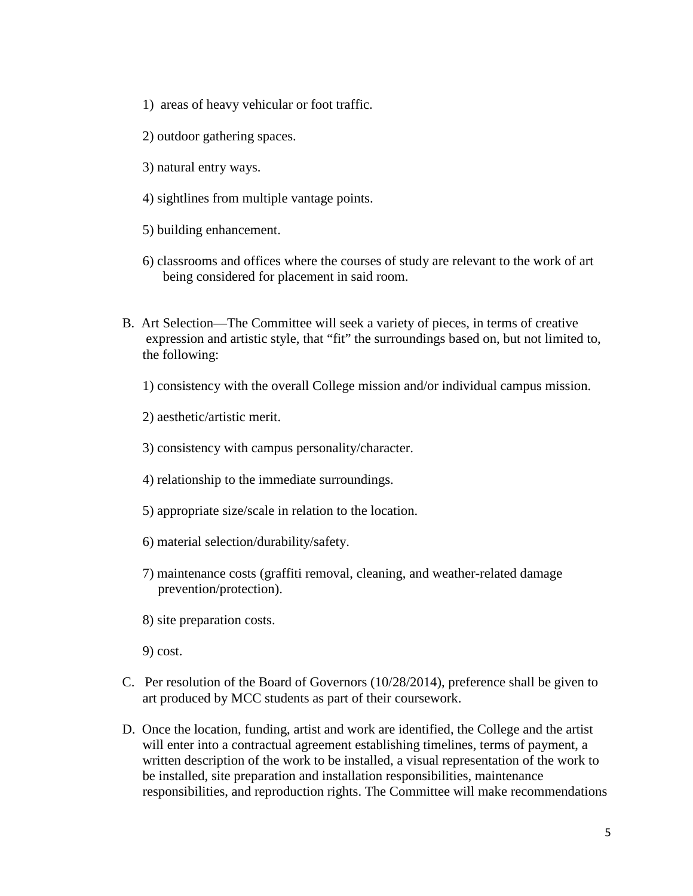1) areas of heavy vehicular or foot traffic.

2) outdoor gathering spaces.

3) natural entry ways.

4) sightlines from multiple vantage points.

5) building enhancement.

6) classrooms and offices where the courses of study are relevant to the work of art being considered for placement in said room.

B. Art Selection—The Committee will seek a variety of pieces, in terms of creative expression and artistic style, that "fit" the surroundings based on, but not limited to, the following:

1) consistency with the overall College mission and/or individual campus mission.

2) aesthetic/artistic merit.

3) consistency with campus personality/character.

4) relationship to the immediate surroundings.

5) appropriate size/scale in relation to the location.

6) material selection/durability/safety.

7) maintenance costs (graffiti removal, cleaning, and weather-related damage prevention/protection).

8) site preparation costs.

9) cost.

C. Per resolution of the Board of Governors (10/28/2014), preference shall be given to art produced by MCC students as part of their coursework.

D. Once the location, funding, artist and work are identified, the College and the artist will enter into a contractual agreement establishing timelines, terms of payment, a written description of the work to be installed, a visual representation of the work to be installed, site preparation and installation responsibilities, maintenance responsibilities, and reproduction rights. The Committee will make recommendations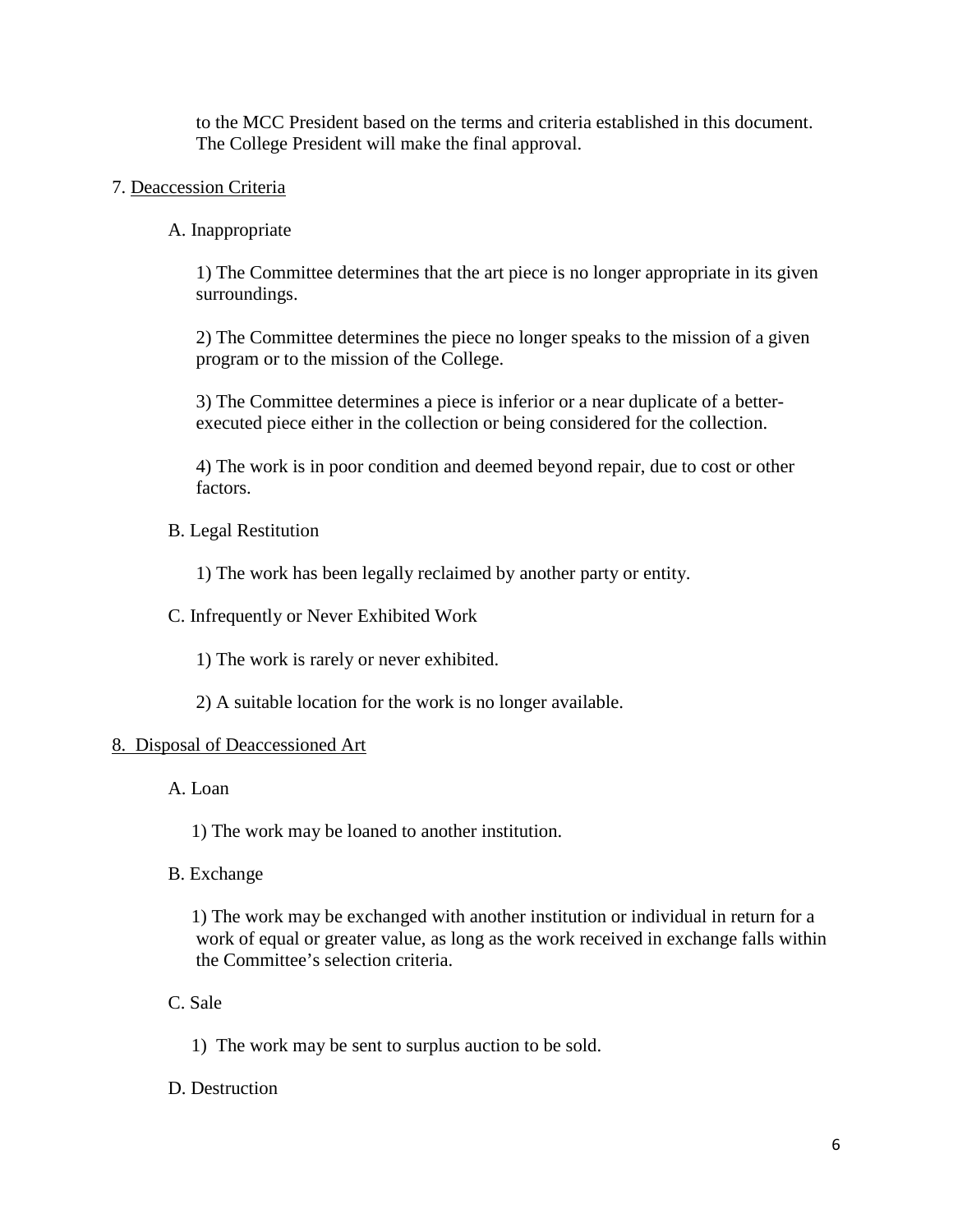to the MCC President based on the terms and criteria established in this document. The College President will make the final approval.

7. <u>Deaccession Criteria</u>

A. Inappropriate

1) The Committee determines that the art piece is no longer appropriate in its given surroundings.

2) The Committee determines the piece no longer speaks to the mission of a given program or to the mission of the College.

3) The Committee determines a piece is inferior or a near duplicate of a better-executed piece either in the collection or being considered for the collection.

4) The work is in poor condition and deemed beyond repair, due to cost or other factors.

B. Legal Restitution

1) The work has been legally reclaimed by another party or entity.

C. Infrequently or Never Exhibited Work

1) The work is rarely or never exhibited.

2) A suitable location for the work is no longer available.

8. <u>Disposal of Deaccessioned Art</u>

A. Loan

1) The work may be loaned to another institution.

B. Exchange

1) The work may be exchanged with another institution or individual in return for a work of equal or greater value, as long as the work received in exchange falls within the Committee's selection criteria.

C. Sale

1) The work may be sent to surplus auction to be sold.

D. Destruction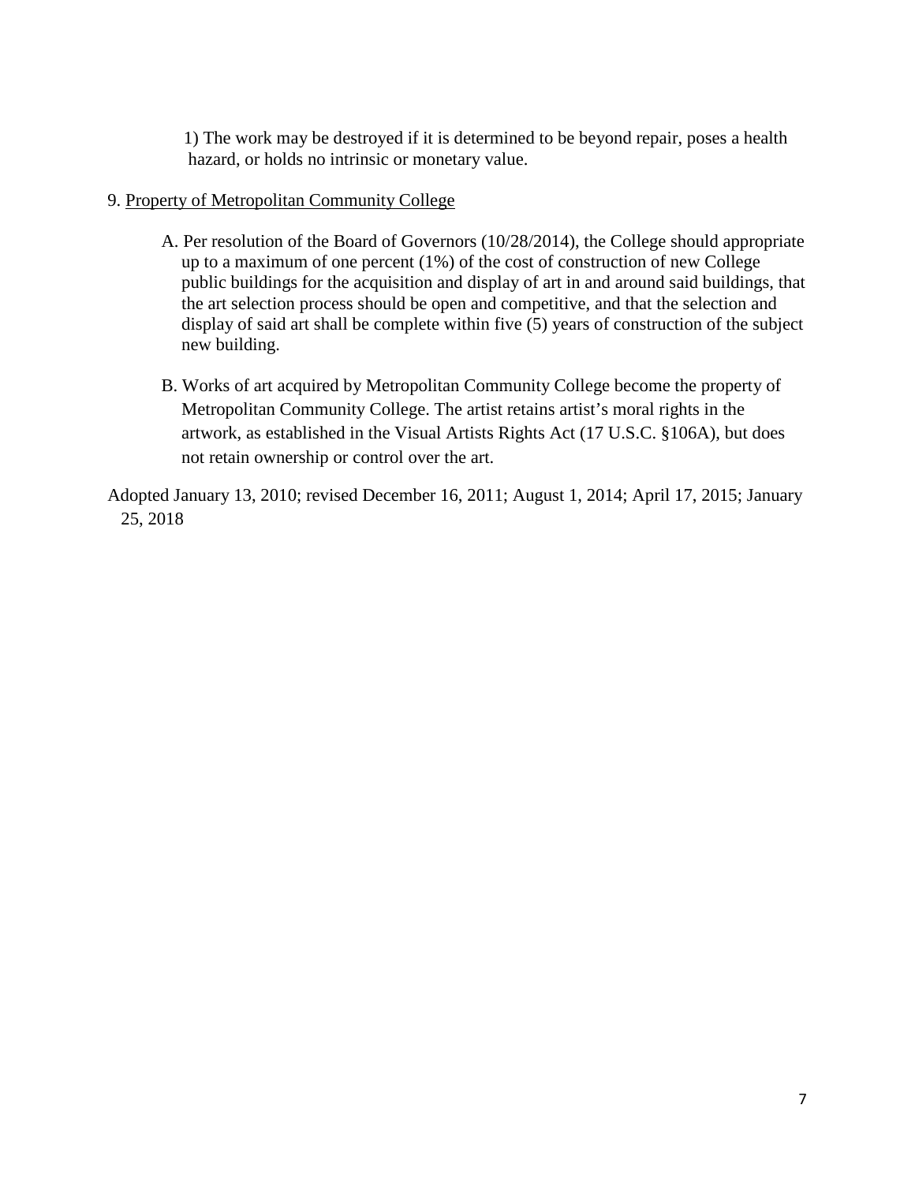1) The work may be destroyed if it is determined to be beyond repair, poses a health hazard, or holds no intrinsic or monetary value.

9. <u>Property of Metropolitan Community College</u>

   A. Per resolution of the Board of Governors (10/28/2014), the College should appropriate up to a maximum of one percent (1%) of the cost of construction of new College public buildings for the acquisition and display of art in and around said buildings, that the art selection process should be open and competitive, and that the selection and display of said art shall be complete within five (5) years of construction of the subject new building.

   B. Works of art acquired by Metropolitan Community College become the property of Metropolitan Community College. The artist retains artist's moral rights in the artwork, as established in the Visual Artists Rights Act (17 U.S.C. §106A), but does not retain ownership or control over the art.

Adopted January 13, 2010; revised December 16, 2011; August 1, 2014; April 17, 2015; January 25, 2018